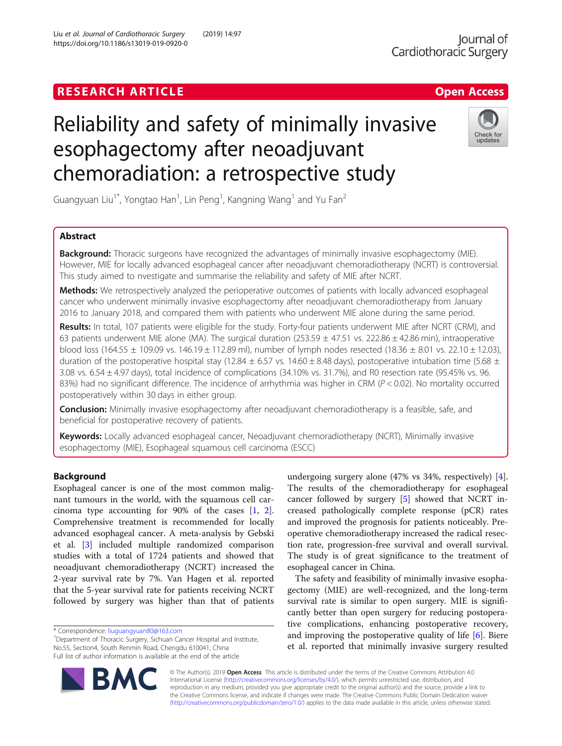RESEARCH ARTICLE

Open Access

# Reliability and safety of minimally invasive esophagectomy after neoadjuvant chemoradiation: a retrospective study

Guangyuan Liu[1*], Yongtao Han[1], Lin Peng[1], Kangning Wang[1] and Yu Fan[2]

## Abstract

**Background:** Thoracic surgeons have recognized the advantages of minimally invasive esophagectomy (MIE). However, MIE for locally advanced esophageal cancer after neoadjuvant chemoradiotherapy (NCRT) is controversial. This study aimed to nvestigate and summarise the reliability and safety of MIE after NCRT.

**Methods:** We retrospectively analyzed the perioperative outcomes of patients with locally advanced esophageal cancer who underwent minimally invasive esophagectomy after neoadjuvant chemoradiotherapy from January 2016 to January 2018, and compared them with patients who underwent MIE alone during the same period.

**Results:** In total, 107 patients were eligible for the study. Forty-four patients underwent MIE after NCRT (CRM), and 63 patients underwent MIE alone (MA). The surgical duration (253.59 ± 47.51 vs. 222.86 ± 42.86 min), intraoperative blood loss (164.55 ± 109.09 vs. 146.19 ± 112.89 ml), number of lymph nodes resected (18.36 ± 8.01 vs. 22.10 ± 12.03), duration of the postoperative hospital stay (12.84 ± 6.57 vs. 14.60 ± 8.48 days), postoperative intubation time (5.68 ± 3.08 vs. 6.54 ± 4.97 days), total incidence of complications (34.10% vs. 31.7%), and R0 resection rate (95.45% vs. 96.83%) had no significant difference. The incidence of arrhythmia was higher in CRM ($P < 0.02$). No mortality occurred postoperatively within 30 days in either group.

**Conclusion:** Minimally invasive esophagectomy after neoadjuvant chemoradiotherapy is a feasible, safe, and beneficial for postoperative recovery of patients.

**Keywords:** Locally advanced esophageal cancer, Neoadjuvant chemoradiotherapy (NCRT), Minimally invasive esophagectomy (MIE), Esophageal squamous cell carcinoma (ESCC)

## Background

Esophageal cancer is one of the most common malignant tumours in the world, with the squamous cell carcinoma type accounting for 90% of the cases [1, 2]. Comprehensive treatment is recommended for locally advanced esophageal cancer. A meta-analysis by Gebski et al. [3] included multiple randomized comparison studies with a total of 1724 patients and showed that neoadjuvant chemoradiotherapy (NCRT) increased the 2-year survival rate by 7%. Van Hagen et al. reported that the 5-year survival rate for patients receiving NCRT followed by surgery was higher than that of patients undergoing surgery alone (47% vs 34%, respectively) [4]. The results of the chemoradiotherapy for esophageal cancer followed by surgery [5] showed that NCRT increased pathologically complete response (pCR) rates and improved the prognosis for patients noticeably. Preoperative chemoradiotherapy increased the radical resection rate, progression-free survival and overall survival. The study is of great significance to the treatment of esophageal cancer in China.

The safety and feasibility of minimally invasive esophagectomy (MIE) are well-recognized, and the long-term survival rate is similar to open surgery. MIE is significantly better than open surgery for reducing postoperative complications, enhancing postoperative recovery, and improving the postoperative quality of life [6]. Biere et al. reported that minimally invasive surgery resulted

* Correspondence: liuguangyuan80@163.com
[1]Department of Thoracic Surgery, Sichuan Cancer Hospital and Institute, No.55, Section4, South Renmin Road, Chengdu 610041, China
Full list of author information is available at the end of the article

© The Author(s). 2019 **Open Access** This article is distributed under the terms of the Creative Commons Attribution 4.0 International License (http://creativecommons.org/licenses/by/4.0/), which permits unrestricted use, distribution, and reproduction in any medium, provided you give appropriate credit to the original author(s) and the source, provide a link to the Creative Commons license, and indicate if changes were made. The Creative Commons Public Domain Dedication waiver (http://creativecommons.org/publicdomain/zero/1.0/) applies to the data made available in this article, unless otherwise stated.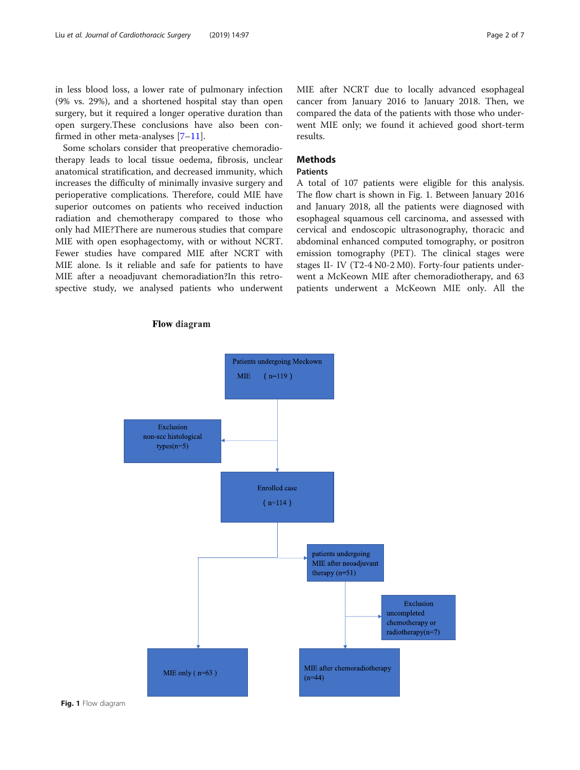in less blood loss, a lower rate of pulmonary infection (9% vs. 29%), and a shortened hospital stay than open surgery, but it required a longer operative duration than open surgery.These conclusions have also been confirmed in other meta-analyses [7–11].

Some scholars consider that preoperative chemoradiotherapy leads to local tissue oedema, fibrosis, unclear anatomical stratification, and decreased immunity, which increases the difficulty of minimally invasive surgery and perioperative complications. Therefore, could MIE have superior outcomes on patients who received induction radiation and chemotherapy compared to those who only had MIE?There are numerous studies that compare MIE with open esophagectomy, with or without NCRT. Fewer studies have compared MIE after NCRT with MIE alone. Is it reliable and safe for patients to have MIE after a neoadjuvant chemoradiation?In this retrospective study, we analysed patients who underwent MIE after NCRT due to locally advanced esophageal cancer from January 2016 to January 2018. Then, we compared the data of the patients with those who underwent MIE only; we found it achieved good short-term results.

## Methods

### Patients

A total of 107 patients were eligible for this analysis. The flow chart is shown in Fig. 1. Between January 2016 and January 2018, all the patients were diagnosed with esophageal squamous cell carcinoma, and assessed with cervical and endoscopic ultrasonography, thoracic and abdominal enhanced computed tomography, or positron emission tomography (PET). The clinical stages were stages II- IV (T2-4 N0-2 M0). Forty-four patients underwent a McKeown MIE after chemoradiotherapy, and 63 patients underwent a McKeown MIE only. All the

**Flow diagram**

- Patients undergoing Meckown MIE (n=119)
  - Exclusion non-scc histological types(n=5)
- Enrolled case (n=114)
  - MIE only (n=63)
  - patients undergoing MIE after neoadjuvant therapy (n=51)
    - Exclusion uncompleted chemotherapy or radiotherapy(n=7)
    - MIE after chemoradiotherapy (n=44)

**Fig. 1** Flow diagram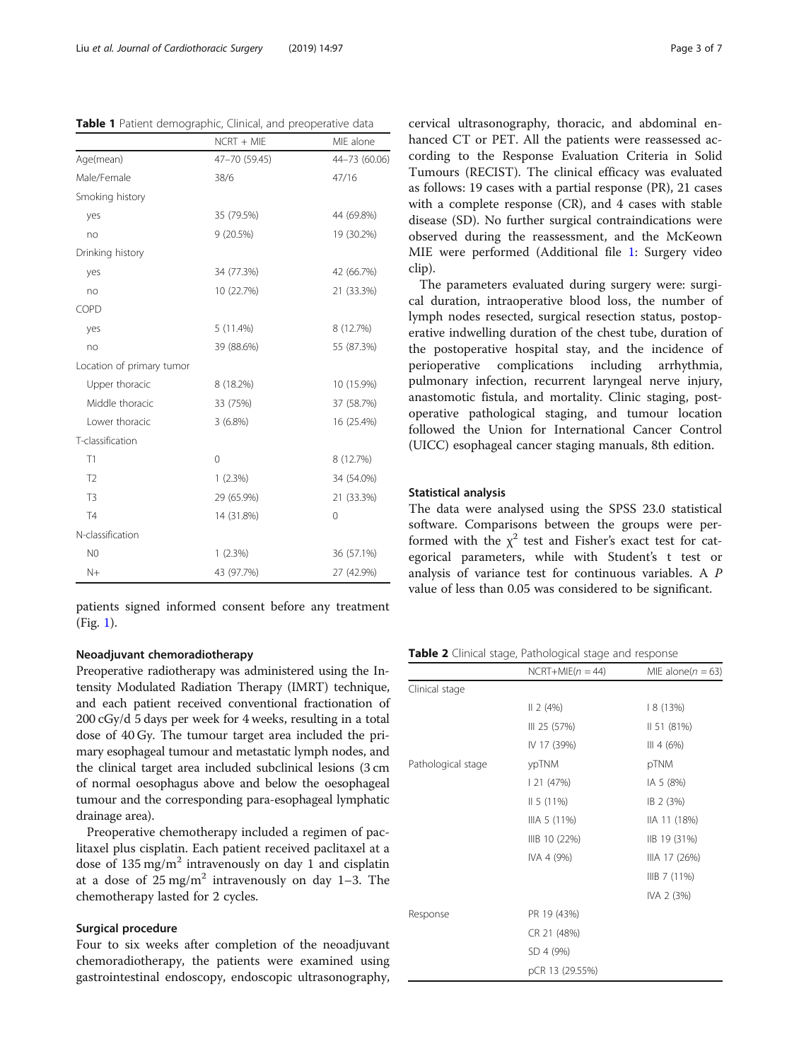**Table 1** Patient demographic, Clinical, and preoperative data

| | NCRT + MIE | MIE alone |
|---|---|---|
| Age(mean) | 47–70 (59.45) | 44–73 (60.06) |
| Male/Female | 38/6 | 47/16 |
| Smoking history | | |
| yes | 35 (79.5%) | 44 (69.8%) |
| no | 9 (20.5%) | 19 (30.2%) |
| Drinking history | | |
| yes | 34 (77.3%) | 42 (66.7%) |
| no | 10 (22.7%) | 21 (33.3%) |
| COPD | | |
| yes | 5 (11.4%) | 8 (12.7%) |
| no | 39 (88.6%) | 55 (87.3%) |
| Location of primary tumor | | |
| Upper thoracic | 8 (18.2%) | 10 (15.9%) |
| Middle thoracic | 33 (75%) | 37 (58.7%) |
| Lower thoracic | 3 (6.8%) | 16 (25.4%) |
| T-classification | | |
| T1 | 0 | 8 (12.7%) |
| T2 | 1 (2.3%) | 34 (54.0%) |
| T3 | 29 (65.9%) | 21 (33.3%) |
| T4 | 14 (31.8%) | 0 |
| N-classification | | |
| N0 | 1 (2.3%) | 36 (57.1%) |
| N+ | 43 (97.7%) | 27 (42.9%) |

patients signed informed consent before any treatment (Fig. 1).

### Neoadjuvant chemoradiotherapy

Preoperative radiotherapy was administered using the Intensity Modulated Radiation Therapy (IMRT) technique, and each patient received conventional fractionation of 200 cGy/d 5 days per week for 4 weeks, resulting in a total dose of 40 Gy. The tumour target area included the primary esophageal tumour and metastatic lymph nodes, and the clinical target area included subclinical lesions (3 cm of normal oesophagus above and below the oesophageal tumour and the corresponding para-esophageal lymphatic drainage area).

Preoperative chemotherapy included a regimen of paclitaxel plus cisplatin. Each patient received paclitaxel at a dose of 135 $mg/m^2$ intravenously on day 1 and cisplatin at a dose of 25 $mg/m^2$ intravenously on day 1–3. The chemotherapy lasted for 2 cycles.

### Surgical procedure

Four to six weeks after completion of the neoadjuvant chemoradiotherapy, the patients were examined using gastrointestinal endoscopy, endoscopic ultrasonography, cervical ultrasonography, thoracic, and abdominal enhanced CT or PET. All the patients were reassessed according to the Response Evaluation Criteria in Solid Tumours (RECIST). The clinical efficacy was evaluated as follows: 19 cases with a partial response (PR), 21 cases with a complete response (CR), and 4 cases with stable disease (SD). No further surgical contraindications were observed during the reassessment, and the McKeown MIE were performed (Additional file 1: Surgery video clip).

The parameters evaluated during surgery were: surgical duration, intraoperative blood loss, the number of lymph nodes resected, surgical resection status, postoperative indwelling duration of the chest tube, duration of the postoperative hospital stay, and the incidence of perioperative complications including arrhythmia, pulmonary infection, recurrent laryngeal nerve injury, anastomotic fistula, and mortality. Clinic staging, postoperative pathological staging, and tumour location followed the Union for International Cancer Control (UICC) esophageal cancer staging manuals, 8th edition.

### Statistical analysis

The data were analysed using the SPSS 23.0 statistical software. Comparisons between the groups were performed with the $\chi^2$ test and Fisher's exact test for categorical parameters, while with Student's t test or analysis of variance test for continuous variables. A *P* value of less than 0.05 was considered to be significant.

**Table 2** Clinical stage, Pathological stage and response

| | NCRT+MIE($n$ = 44) | MIE alone($n$ = 63) |
|---|---|---|
| Clinical stage | | |
| | II 2 (4%) | I 8 (13%) |
| | III 25 (57%) | II 51 (81%) |
| | IV 17 (39%) | III 4 (6%) |
| Pathological stage | ypTNM | pTNM |
| | I 21 (47%) | IA 5 (8%) |
| | II 5 (11%) | IB 2 (3%) |
| | IIIA 5 (11%) | IIA 11 (18%) |
| | IIIB 10 (22%) | IIB 19 (31%) |
| | IVA 4 (9%) | IIIA 17 (26%) |
| | | IIIB 7 (11%) |
| | | IVA 2 (3%) |
| Response | PR 19 (43%) | |
| | CR 21 (48%) | |
| | SD 4 (9%) | |
| | pCR 13 (29.55%) | |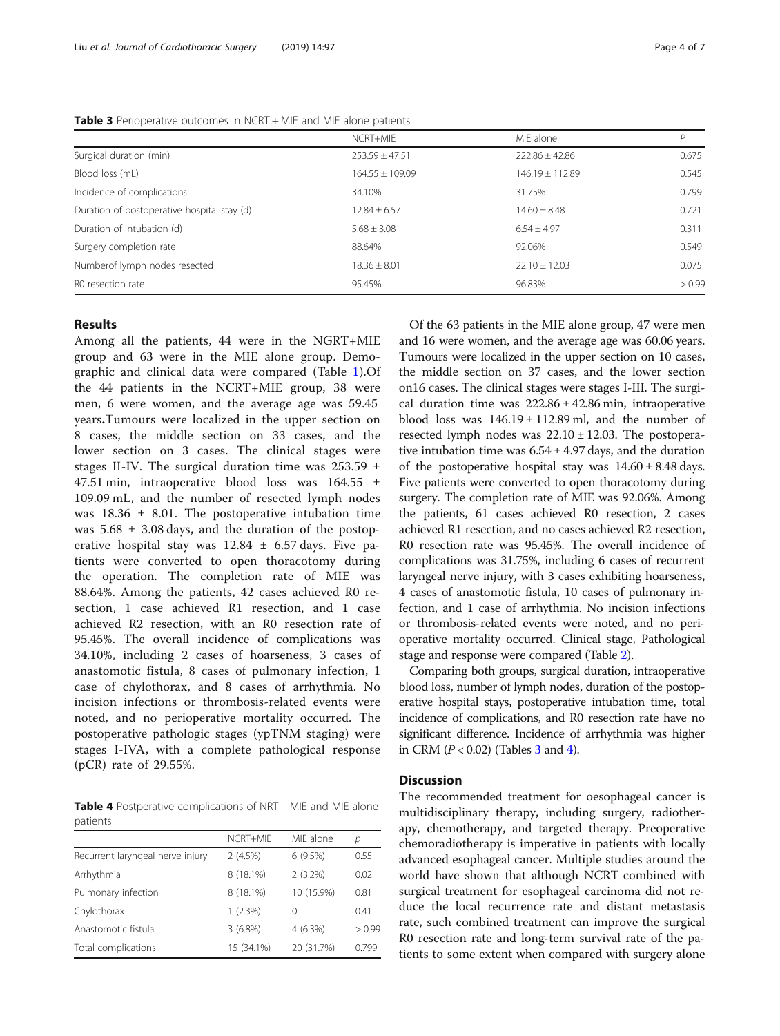**Table 3** Perioperative outcomes in NCRT + MIE and MIE alone patients

| | NCRT+MIE | MIE alone | P |
|---|---|---|---|
| Surgical duration (min) | 253.59 ± 47.51 | 222.86 ± 42.86 | 0.675 |
| Blood loss (mL) | 164.55 ± 109.09 | 146.19 ± 112.89 | 0.545 |
| Incidence of complications | 34.10% | 31.75% | 0.799 |
| Duration of postoperative hospital stay (d) | 12.84 ± 6.57 | 14.60 ± 8.48 | 0.721 |
| Duration of intubation (d) | 5.68 ± 3.08 | 6.54 ± 4.97 | 0.311 |
| Surgery completion rate | 88.64% | 92.06% | 0.549 |
| Numberof lymph nodes resected | 18.36 ± 8.01 | 22.10 ± 12.03 | 0.075 |
| R0 resection rate | 95.45% | 96.83% | > 0.99 |

## Results

Among all the patients, 44 were in the NGRT+MIE group and 63 were in the MIE alone group. Demographic and clinical data were compared (Table 1).Of the 44 patients in the NCRT+MIE group, 38 were men, 6 were women, and the average age was 59.45 years.Tumours were localized in the upper section on 8 cases, the middle section on 33 cases, and the lower section on 3 cases. The clinical stages were stages II-IV. The surgical duration time was 253.59 ± 47.51 min, intraoperative blood loss was 164.55 ± 109.09 mL, and the number of resected lymph nodes was 18.36 ± 8.01. The postoperative intubation time was 5.68 ± 3.08 days, and the duration of the postoperative hospital stay was 12.84 ± 6.57 days. Five patients were converted to open thoracotomy during the operation. The completion rate of MIE was 88.64%. Among the patients, 42 cases achieved R0 resection, 1 case achieved R1 resection, and 1 case achieved R2 resection, with an R0 resection rate of 95.45%. The overall incidence of complications was 34.10%, including 2 cases of hoarseness, 3 cases of anastomotic fistula, 8 cases of pulmonary infection, 1 case of chylothorax, and 8 cases of arrhythmia. No incision infections or thrombosis-related events were noted, and no perioperative mortality occurred. The postoperative pathologic stages (ypTNM staging) were stages I-IVA, with a complete pathological response (pCR) rate of 29.55%.

Of the 63 patients in the MIE alone group, 47 were men and 16 were women, and the average age was 60.06 years. Tumours were localized in the upper section on 10 cases, the middle section on 37 cases, and the lower section on16 cases. The clinical stages were stages I-III. The surgical duration time was 222.86 ± 42.86 min, intraoperative blood loss was 146.19 ± 112.89 ml, and the number of resected lymph nodes was 22.10 ± 12.03. The postoperative intubation time was 6.54 ± 4.97 days, and the duration of the postoperative hospital stay was 14.60 ± 8.48 days. Five patients were converted to open thoracotomy during surgery. The completion rate of MIE was 92.06%. Among the patients, 61 cases achieved R0 resection, 2 cases achieved R1 resection, and no cases achieved R2 resection, R0 resection rate was 95.45%. The overall incidence of complications was 31.75%, including 6 cases of recurrent laryngeal nerve injury, with 3 cases exhibiting hoarseness, 4 cases of anastomotic fistula, 10 cases of pulmonary infection, and 1 case of arrhythmia. No incision infections or thrombosis-related events were noted, and no perioperative mortality occurred. Clinical stage, Pathological stage and response were compared (Table 2).

Comparing both groups, surgical duration, intraoperative blood loss, number of lymph nodes, duration of the postoperative hospital stays, postoperative intubation time, total incidence of complications, and R0 resection rate have no significant difference. Incidence of arrhythmia was higher in CRM ($P < 0.02$) (Tables 3 and 4).

**Table 4** Postperative complications of NRT + MIE and MIE alone patients

| | NCRT+MIE | MIE alone | p |
|---|---|---|---|
| Recurrent laryngeal nerve injury | 2 (4.5%) | 6 (9.5%) | 0.55 |
| Arrhythmia | 8 (18.1%) | 2 (3.2%) | 0.02 |
| Pulmonary infection | 8 (18.1%) | 10 (15.9%) | 0.81 |
| Chylothorax | 1 (2.3%) | 0 | 0.41 |
| Anastomotic fistula | 3 (6.8%) | 4 (6.3%) | > 0.99 |
| Total complications | 15 (34.1%) | 20 (31.7%) | 0.799 |

## Discussion

The recommended treatment for oesophageal cancer is multidisciplinary therapy, including surgery, radiotherapy, chemotherapy, and targeted therapy. Preoperative chemoradiotherapy is imperative in patients with locally advanced esophageal cancer. Multiple studies around the world have shown that although NCRT combined with surgical treatment for esophageal carcinoma did not reduce the local recurrence rate and distant metastasis rate, such combined treatment can improve the surgical R0 resection rate and long-term survival rate of the patients to some extent when compared with surgery alone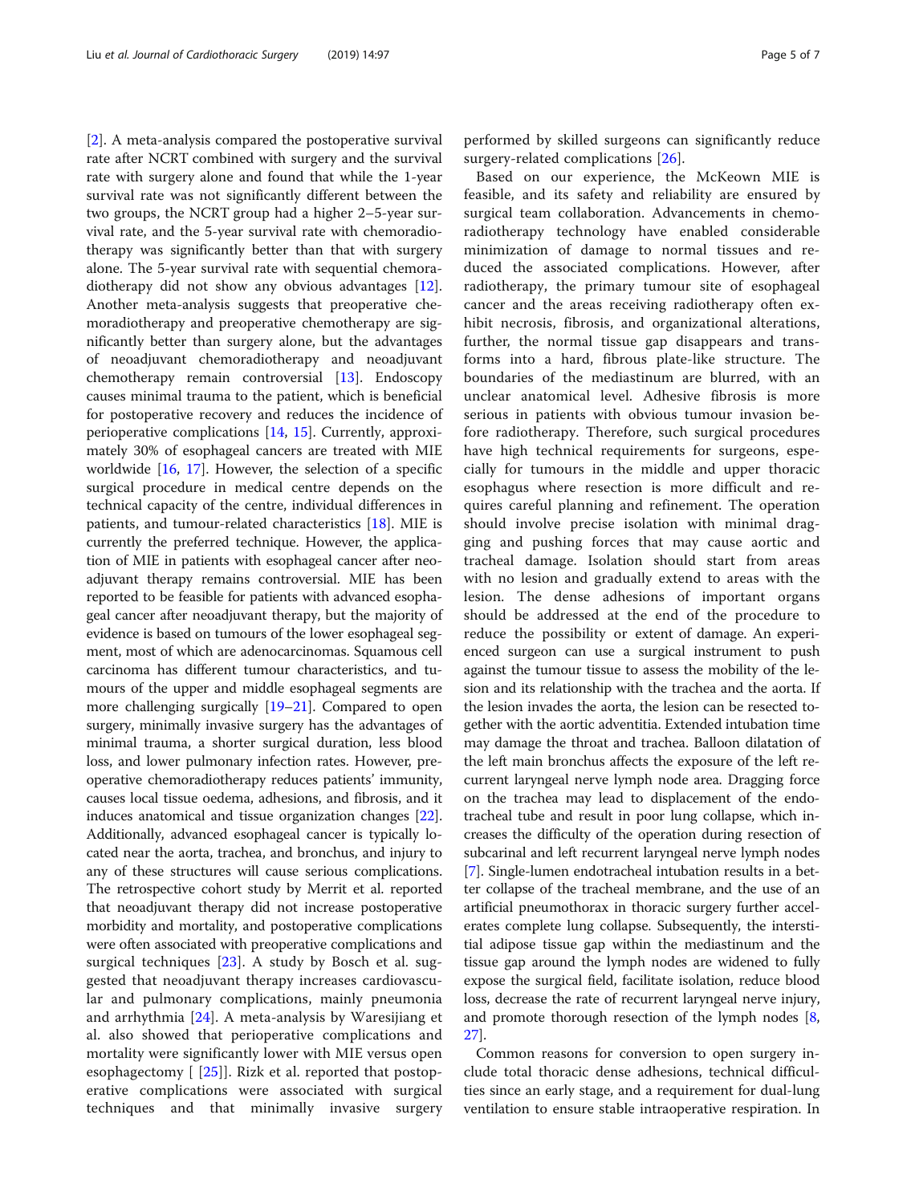[2]. A meta-analysis compared the postoperative survival rate after NCRT combined with surgery and the survival rate with surgery alone and found that while the 1-year survival rate was not significantly different between the two groups, the NCRT group had a higher 2–5-year survival rate, and the 5-year survival rate with chemoradiotherapy was significantly better than that with surgery alone. The 5-year survival rate with sequential chemoradiotherapy did not show any obvious advantages [12]. Another meta-analysis suggests that preoperative chemoradiotherapy and preoperative chemotherapy are significantly better than surgery alone, but the advantages of neoadjuvant chemoradiotherapy and neoadjuvant chemotherapy remain controversial [13]. Endoscopy causes minimal trauma to the patient, which is beneficial for postoperative recovery and reduces the incidence of perioperative complications [14, 15]. Currently, approximately 30% of esophageal cancers are treated with MIE worldwide [16, 17]. However, the selection of a specific surgical procedure in medical centre depends on the technical capacity of the centre, individual differences in patients, and tumour-related characteristics [18]. MIE is currently the preferred technique. However, the application of MIE in patients with esophageal cancer after neoadjuvant therapy remains controversial. MIE has been reported to be feasible for patients with advanced esophageal cancer after neoadjuvant therapy, but the majority of evidence is based on tumours of the lower esophageal segment, most of which are adenocarcinomas. Squamous cell carcinoma has different tumour characteristics, and tumours of the upper and middle esophageal segments are more challenging surgically [19–21]. Compared to open surgery, minimally invasive surgery has the advantages of minimal trauma, a shorter surgical duration, less blood loss, and lower pulmonary infection rates. However, preoperative chemoradiotherapy reduces patients' immunity, causes local tissue oedema, adhesions, and fibrosis, and it induces anatomical and tissue organization changes [22]. Additionally, advanced esophageal cancer is typically located near the aorta, trachea, and bronchus, and injury to any of these structures will cause serious complications. The retrospective cohort study by Merrit et al. reported that neoadjuvant therapy did not increase postoperative morbidity and mortality, and postoperative complications were often associated with preoperative complications and surgical techniques [23]. A study by Bosch et al. suggested that neoadjuvant therapy increases cardiovascular and pulmonary complications, mainly pneumonia and arrhythmia [24]. A meta-analysis by Waresijiang et al. also showed that perioperative complications and mortality were significantly lower with MIE versus open esophagectomy [ [25]]. Rizk et al. reported that postoperative complications were associated with surgical techniques and that minimally invasive surgery performed by skilled surgeons can significantly reduce surgery-related complications [26].

Based on our experience, the McKeown MIE is feasible, and its safety and reliability are ensured by surgical team collaboration. Advancements in chemoradiotherapy technology have enabled considerable minimization of damage to normal tissues and reduced the associated complications. However, after radiotherapy, the primary tumour site of esophageal cancer and the areas receiving radiotherapy often exhibit necrosis, fibrosis, and organizational alterations, further, the normal tissue gap disappears and transforms into a hard, fibrous plate-like structure. The boundaries of the mediastinum are blurred, with an unclear anatomical level. Adhesive fibrosis is more serious in patients with obvious tumour invasion before radiotherapy. Therefore, such surgical procedures have high technical requirements for surgeons, especially for tumours in the middle and upper thoracic esophagus where resection is more difficult and requires careful planning and refinement. The operation should involve precise isolation with minimal dragging and pushing forces that may cause aortic and tracheal damage. Isolation should start from areas with no lesion and gradually extend to areas with the lesion. The dense adhesions of important organs should be addressed at the end of the procedure to reduce the possibility or extent of damage. An experienced surgeon can use a surgical instrument to push against the tumour tissue to assess the mobility of the lesion and its relationship with the trachea and the aorta. If the lesion invades the aorta, the lesion can be resected together with the aortic adventitia. Extended intubation time may damage the throat and trachea. Balloon dilatation of the left main bronchus affects the exposure of the left recurrent laryngeal nerve lymph node area. Dragging force on the trachea may lead to displacement of the endotracheal tube and result in poor lung collapse, which increases the difficulty of the operation during resection of subcarinal and left recurrent laryngeal nerve lymph nodes [7]. Single-lumen endotracheal intubation results in a better collapse of the tracheal membrane, and the use of an artificial pneumothorax in thoracic surgery further accelerates complete lung collapse. Subsequently, the interstitial adipose tissue gap within the mediastinum and the tissue gap around the lymph nodes are widened to fully expose the surgical field, facilitate isolation, reduce blood loss, decrease the rate of recurrent laryngeal nerve injury, and promote thorough resection of the lymph nodes [8, 27].

Common reasons for conversion to open surgery include total thoracic dense adhesions, technical difficulties since an early stage, and a requirement for dual-lung ventilation to ensure stable intraoperative respiration. In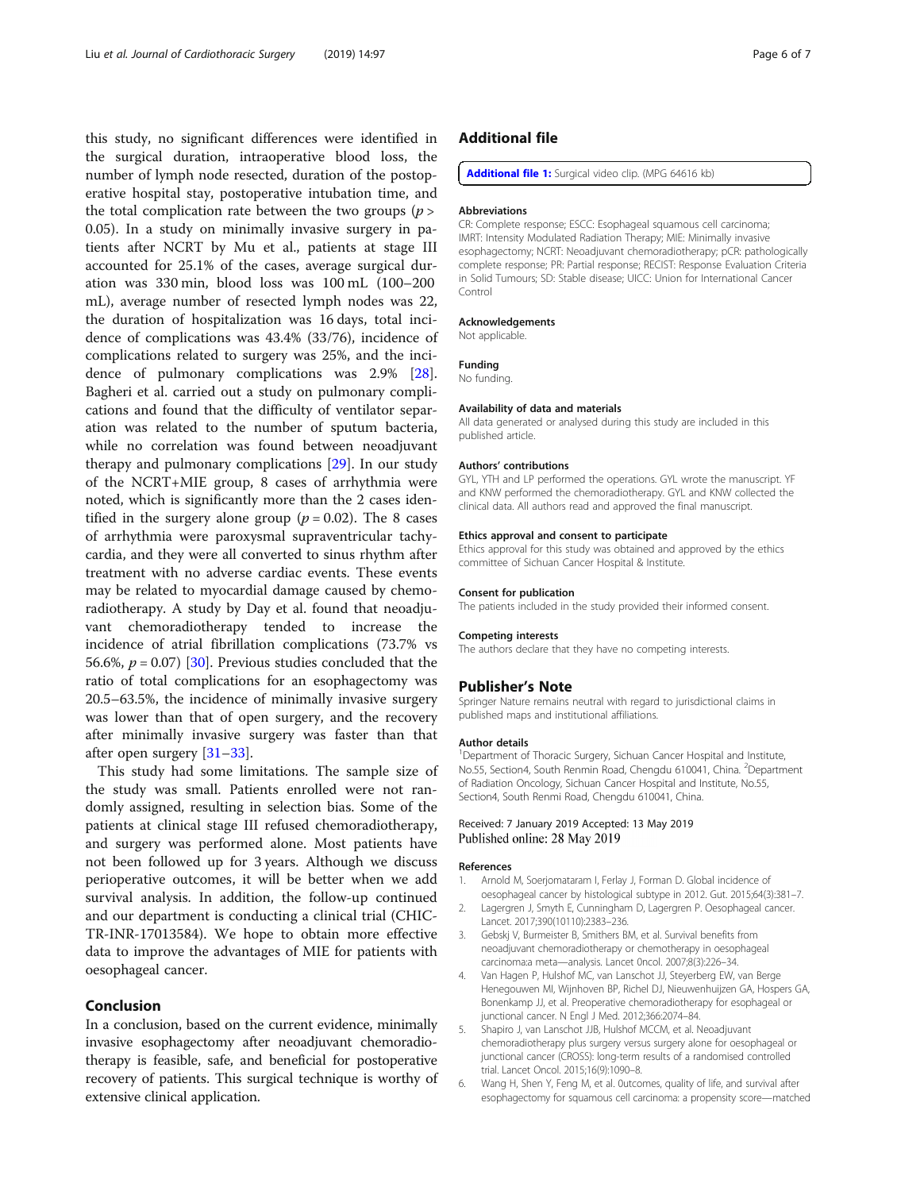this study, no significant differences were identified in the surgical duration, intraoperative blood loss, the number of lymph node resected, duration of the postoperative hospital stay, postoperative intubation time, and the total complication rate between the two groups ($p > 0.05$). In a study on minimally invasive surgery in patients after NCRT by Mu et al., patients at stage III accounted for 25.1% of the cases, average surgical duration was 330 min, blood loss was 100 mL (100–200 mL), average number of resected lymph nodes was 22, the duration of hospitalization was 16 days, total incidence of complications was 43.4% (33/76), incidence of complications related to surgery was 25%, and the incidence of pulmonary complications was 2.9% [28]. Bagheri et al. carried out a study on pulmonary complications and found that the difficulty of ventilator separation was related to the number of sputum bacteria, while no correlation was found between neoadjuvant therapy and pulmonary complications [29]. In our study of the NCRT+MIE group, 8 cases of arrhythmia were noted, which is significantly more than the 2 cases identified in the surgery alone group ($p = 0.02$). The 8 cases of arrhythmia were paroxysmal supraventricular tachycardia, and they were all converted to sinus rhythm after treatment with no adverse cardiac events. These events may be related to myocardial damage caused by chemoradiotherapy. A study by Day et al. found that neoadjuvant chemoradiotherapy tended to increase the incidence of atrial fibrillation complications (73.7% vs 56.6%, $p = 0.07$) [30]. Previous studies concluded that the ratio of total complications for an esophagectomy was 20.5–63.5%, the incidence of minimally invasive surgery was lower than that of open surgery, and the recovery after minimally invasive surgery was faster than that after open surgery [31–33].

This study had some limitations. The sample size of the study was small. Patients enrolled were not randomly assigned, resulting in selection bias. Some of the patients at clinical stage III refused chemoradiotherapy, and surgery was performed alone. Most patients have not been followed up for 3 years. Although we discuss perioperative outcomes, it will be better when we add survival analysis. In addition, the follow-up continued and our department is conducting a clinical trial (CHIC-TR-INR-17013584). We hope to obtain more effective data to improve the advantages of MIE for patients with oesophageal cancer.

## Conclusion

In a conclusion, based on the current evidence, minimally invasive esophagectomy after neoadjuvant chemoradiotherapy is feasible, safe, and beneficial for postoperative recovery of patients. This surgical technique is worthy of extensive clinical application.

## Additional file

**Additional file 1:** Surgical video clip. (MPG 64616 kb)

#### Abbreviations

CR: Complete response; ESCC: Esophageal squamous cell carcinoma; IMRT: Intensity Modulated Radiation Therapy; MIE: Minimally invasive esophagectomy; NCRT: Neoadjuvant chemoradiotherapy; pCR: pathologically complete response; PR: Partial response; RECIST: Response Evaluation Criteria in Solid Tumours; SD: Stable disease; UICC: Union for International Cancer Control

#### Acknowledgements

Not applicable.

#### Funding

No funding.

#### Availability of data and materials

All data generated or analysed during this study are included in this published article.

#### Authors' contributions

GYL, YTH and LP performed the operations. GYL wrote the manuscript. YF and KNW performed the chemoradiotherapy. GYL and KNW collected the clinical data. All authors read and approved the final manuscript.

#### Ethics approval and consent to participate

Ethics approval for this study was obtained and approved by the ethics committee of Sichuan Cancer Hospital & Institute.

#### Consent for publication

The patients included in the study provided their informed consent.

#### Competing interests

The authors declare that they have no competing interests.

## Publisher's Note

Springer Nature remains neutral with regard to jurisdictional claims in published maps and institutional affiliations.

#### Author details

[1]Department of Thoracic Surgery, Sichuan Cancer Hospital and Institute, No.55, Section4, South Renmin Road, Chengdu 610041, China. [2]Department of Radiation Oncology, Sichuan Cancer Hospital and Institute, No.55, Section4, South Renmi Road, Chengdu 610041, China.

Received: 7 January 2019 Accepted: 13 May 2019
Published online: 28 May 2019

#### References

1. Arnold M, Soerjomataram I, Ferlay J, Forman D. Global incidence of oesophageal cancer by histological subtype in 2012. Gut. 2015;64(3):381–7.
2. Lagergren J, Smyth E, Cunningham D, Lagergren P. Oesophageal cancer. Lancet. 2017;390(10110):2383–236.
3. Gebskj V, Burmeister B, Smithers BM, et al. Survival benefits from neoadjuvant chemoradiotherapy or chemotherapy in oesophageal carcinoma:a meta—analysis. Lancet 0ncol. 2007;8(3):226–34.
4. Van Hagen P, Hulshof MC, van Lanschot JJ, Steyerberg EW, van Berge Henegouwen MI, Wijnhoven BP, Richel DJ, Nieuwenhuijzen GA, Hospers GA, Bonenkamp JJ, et al. Preoperative chemoradiotherapy for esophageal or junctional cancer. N Engl J Med. 2012;366:2074–84.
5. Shapiro J, van Lanschot JJB, Hulshof MCCM, et al. Neoadjuvant chemoradiotherapy plus surgery versus surgery alone for oesophageal or junctional cancer (CROSS): long-term results of a randomised controlled trial. Lancet Oncol. 2015;16(9):1090–8.
6. Wang H, Shen Y, Feng M, et al. 0utcomes, quality of life, and survival after esophagectomy for squamous cell carcinoma: a propensity score—matched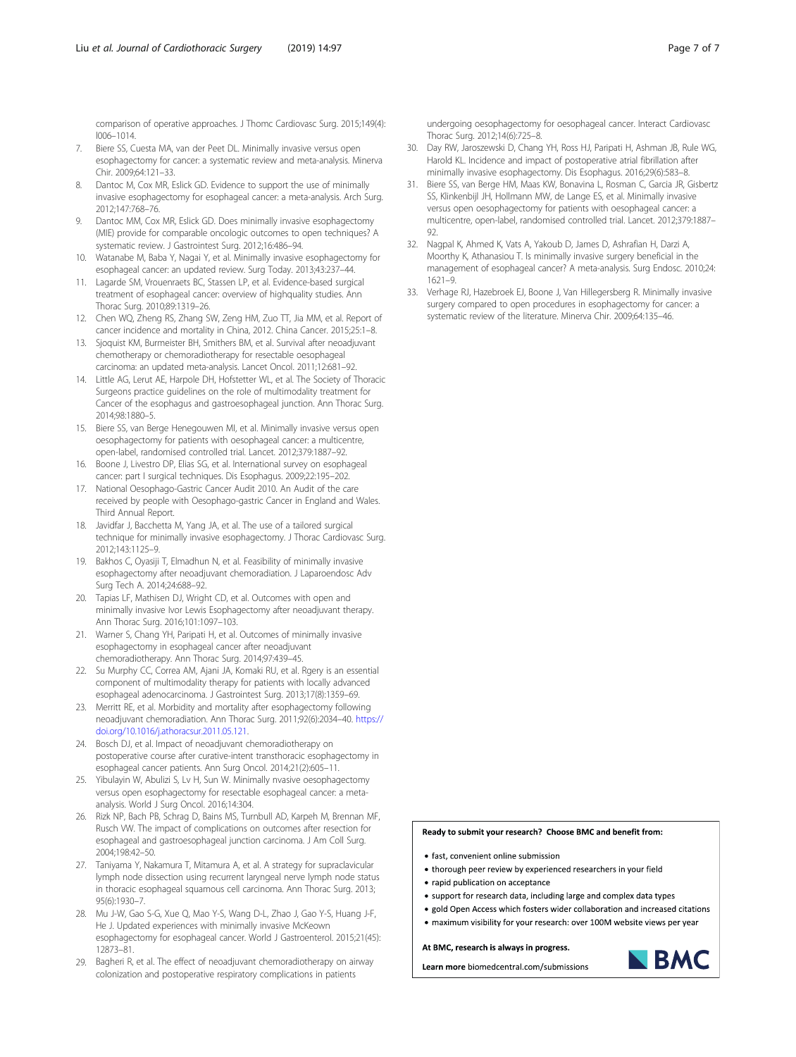comparison of operative approaches. J Thomc Cardiovasc Surg. 2015;149(4): l006–1014.

7. Biere SS, Cuesta MA, van der Peet DL. Minimally invasive versus open esophagectomy for cancer: a systematic review and meta-analysis. Minerva Chir. 2009;64:121–33.
8. Dantoc M, Cox MR, Eslick GD. Evidence to support the use of minimally invasive esophagectomy for esophageal cancer: a meta-analysis. Arch Surg. 2012;147:768–76.
9. Dantoc MM, Cox MR, Eslick GD. Does minimally invasive esophagectomy (MIE) provide for comparable oncologic outcomes to open techniques? A systematic review. J Gastrointest Surg. 2012;16:486–94.
10. Watanabe M, Baba Y, Nagai Y, et al. Minimally invasive esophagectomy for esophageal cancer: an updated review. Surg Today. 2013;43:237–44.
11. Lagarde SM, Vrouenraets BC, Stassen LP, et al. Evidence-based surgical treatment of esophageal cancer: overview of highquality studies. Ann Thorac Surg. 2010;89:1319–26.
12. Chen WQ, Zheng RS, Zhang SW, Zeng HM, Zuo TT, Jia MM, et al. Report of cancer incidence and mortality in China, 2012. China Cancer. 2015;25:1–8.
13. Sjoquist KM, Burmeister BH, Smithers BM, et al. Survival after neoadjuvant chemotherapy or chemoradiotherapy for resectable oesophageal carcinoma: an updated meta-analysis. Lancet Oncol. 2011;12:681–92.
14. Little AG, Lerut AE, Harpole DH, Hofstetter WL, et al. The Society of Thoracic Surgeons practice guidelines on the role of multimodality treatment for Cancer of the esophagus and gastroesophageal junction. Ann Thorac Surg. 2014;98:1880–5.
15. Biere SS, van Berge Henegouwen MI, et al. Minimally invasive versus open oesophagectomy for patients with oesophageal cancer: a multicentre, open-label, randomised controlled trial. Lancet. 2012;379:1887–92.
16. Boone J, Livestro DP, Elias SG, et al. International survey on esophageal cancer: part I surgical techniques. Dis Esophagus. 2009;22:195–202.
17. National Oesophago-Gastric Cancer Audit 2010. An Audit of the care received by people with Oesophago-gastric Cancer in England and Wales. Third Annual Report.
18. Javidfar J, Bacchetta M, Yang JA, et al. The use of a tailored surgical technique for minimally invasive esophagectomy. J Thorac Cardiovasc Surg. 2012;143:1125–9.
19. Bakhos C, Oyasiji T, Elmadhun N, et al. Feasibility of minimally invasive esophagectomy after neoadjuvant chemoradiation. J Laparoendosc Adv Surg Tech A. 2014;24:688–92.
20. Tapias LF, Mathisen DJ, Wright CD, et al. Outcomes with open and minimally invasive Ivor Lewis Esophagectomy after neoadjuvant therapy. Ann Thorac Surg. 2016;101:1097–103.
21. Warner S, Chang YH, Paripati H, et al. Outcomes of minimally invasive esophagectomy in esophageal cancer after neoadjuvant chemoradiotherapy. Ann Thorac Surg. 2014;97:439–45.
22. Su Murphy CC, Correa AM, Ajani JA, Komaki RU, et al. Rgery is an essential component of multimodality therapy for patients with locally advanced esophageal adenocarcinoma. J Gastrointest Surg. 2013;17(8):1359–69.
23. Merritt RE, et al. Morbidity and mortality after esophagectomy following neoadjuvant chemoradiation. Ann Thorac Surg. 2011;92(6):2034–40. https://doi.org/10.1016/j.athoracsur.2011.05.121.
24. Bosch DJ, et al. Impact of neoadjuvant chemoradiotherapy on postoperative course after curative-intent transthoracic esophagectomy in esophageal cancer patients. Ann Surg Oncol. 2014;21(2):605–11.
25. Yibulayin W, Abulizi S, Lv H, Sun W. Minimally nvasive oesophagectomy versus open esophagectomy for resectable esophageal cancer: a meta-analysis. World J Surg Oncol. 2016;14:304.
26. Rizk NP, Bach PB, Schrag D, Bains MS, Turnbull AD, Karpeh M, Brennan MF, Rusch VW. The impact of complications on outcomes after resection for esophageal and gastroesophageal junction carcinoma. J Am Coll Surg. 2004;198:42–50.
27. Taniyama Y, Nakamura T, Mitamura A, et al. A strategy for supraclavicular lymph node dissection using recurrent laryngeal nerve lymph node status in thoracic esophageal squamous cell carcinoma. Ann Thorac Surg. 2013; 95(6):1930–7.
28. Mu J-W, Gao S-G, Xue Q, Mao Y-S, Wang D-L, Zhao J, Gao Y-S, Huang J-F, He J. Updated experiences with minimally invasive McKeown esophagectomy for esophageal cancer. World J Gastroenterol. 2015;21(45): 12873–81.
29. Bagheri R, et al. The effect of neoadjuvant chemoradiotherapy on airway colonization and postoperative respiratory complications in patients undergoing oesophagectomy for oesophageal cancer. Interact Cardiovasc Thorac Surg. 2012;14(6):725–8.
30. Day RW, Jaroszewski D, Chang YH, Ross HJ, Paripati H, Ashman JB, Rule WG, Harold KL. Incidence and impact of postoperative atrial fibrillation after minimally invasive esophagectomy. Dis Esophagus. 2016;29(6):583–8.
31. Biere SS, van Berge HM, Maas KW, Bonavina L, Rosman C, Garcia JR, Gisbertz SS, Klinkenbijl JH, Hollmann MW, de Lange ES, et al. Minimally invasive versus open oesophagectomy for patients with oesophageal cancer: a multicentre, open-label, randomised controlled trial. Lancet. 2012;379:1887–92.
32. Nagpal K, Ahmed K, Vats A, Yakoub D, James D, Ashrafian H, Darzi A, Moorthy K, Athanasiou T. Is minimally invasive surgery beneficial in the management of esophageal cancer? A meta-analysis. Surg Endosc. 2010;24: 1621–9.
33. Verhage RJ, Hazebroek EJ, Boone J, Van Hillegersberg R. Minimally invasive surgery compared to open procedures in esophagectomy for cancer: a systematic review of the literature. Minerva Chir. 2009;64:135–46.

**Ready to submit your research? Choose BMC and benefit from:**

- fast, convenient online submission
- thorough peer review by experienced researchers in your field
- rapid publication on acceptance
- support for research data, including large and complex data types
- gold Open Access which fosters wider collaboration and increased citations
- maximum visibility for your research: over 100M website views per year

**At BMC, research is always in progress.**

**Learn more** biomedcentral.com/submissions

BMC